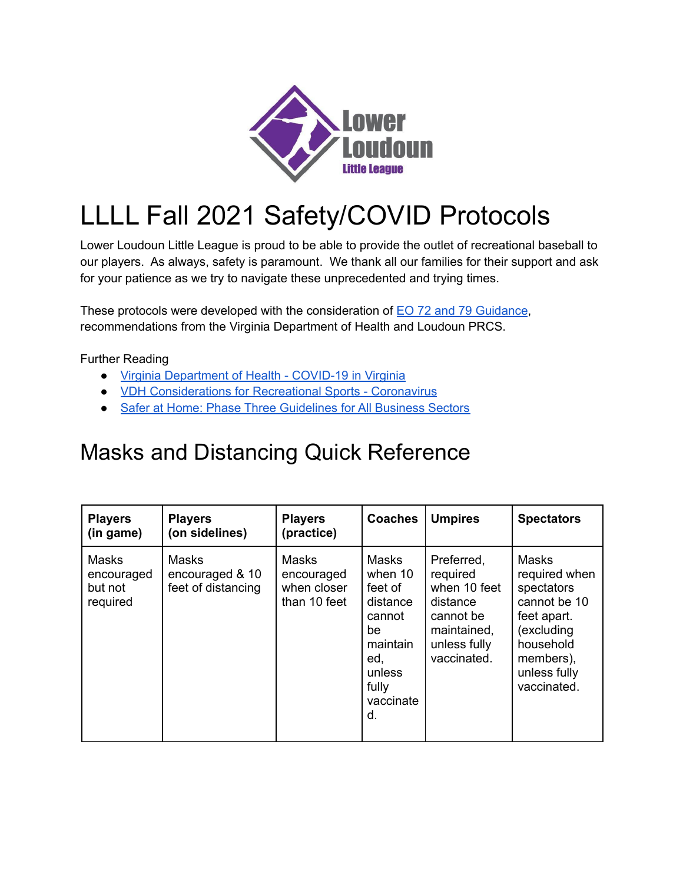# LLLL Fall 2021 Safety/COVID Protocols

Lower Loudoun Little League is proud to be able to provide the outlet of recreational baseball to our players. As always, safety is paramount. We thank all our families for their support and ask for your patience as we try to navigate these unprecedented and trying times.

These protocols were developed with the consideration of EO 72 and 79 Guidance, recommendations from the Virginia Department of Health and Loudoun PRCS.

Further Reading

- Virginia Department of Health - COVID-19 in Virginia
- VDH Considerations for Recreational Sports - Coronavirus
- Safer at Home: Phase Three Guidelines for All Business Sectors

## Masks and Distancing Quick Reference

| Players (in game) | Players (on sidelines) | Players (practice) | Coaches | Umpires | Spectators |
|---|---|---|---|---|---|
| Masks encouraged but not required | Masks encouraged & 10 feet of distancing | Masks encouraged when closer than 10 feet | Masks when 10 feet of distance cannot be maintained, unless fully vaccinated. | Preferred, required when 10 feet distance cannot be maintained, unless fully vaccinated. | Masks required when spectators cannot be 10 feet apart. (excluding household members), unless fully vaccinated. |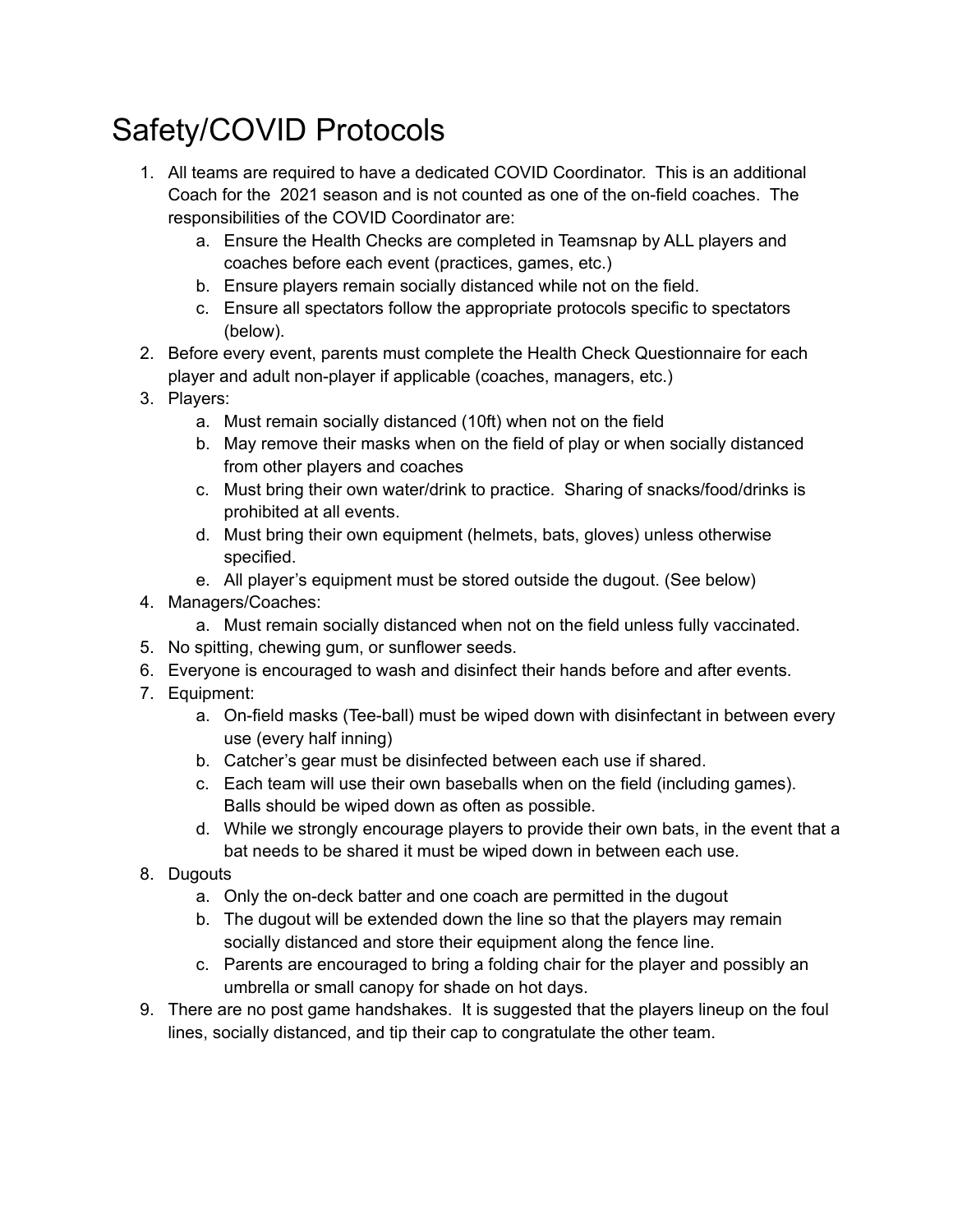# Safety/COVID Protocols

1. All teams are required to have a dedicated COVID Coordinator. This is an additional Coach for the 2021 season and is not counted as one of the on-field coaches. The responsibilities of the COVID Coordinator are:
    a. Ensure the Health Checks are completed in Teamsnap by ALL players and coaches before each event (practices, games, etc.)
    b. Ensure players remain socially distanced while not on the field.
    c. Ensure all spectators follow the appropriate protocols specific to spectators (below).
2. Before every event, parents must complete the Health Check Questionnaire for each player and adult non-player if applicable (coaches, managers, etc.)
3. Players:
    a. Must remain socially distanced (10ft) when not on the field
    b. May remove their masks when on the field of play or when socially distanced from other players and coaches
    c. Must bring their own water/drink to practice. Sharing of snacks/food/drinks is prohibited at all events.
    d. Must bring their own equipment (helmets, bats, gloves) unless otherwise specified.
    e. All player's equipment must be stored outside the dugout. (See below)
4. Managers/Coaches:
    a. Must remain socially distanced when not on the field unless fully vaccinated.
5. No spitting, chewing gum, or sunflower seeds.
6. Everyone is encouraged to wash and disinfect their hands before and after events.
7. Equipment:
    a. On-field masks (Tee-ball) must be wiped down with disinfectant in between every use (every half inning)
    b. Catcher's gear must be disinfected between each use if shared.
    c. Each team will use their own baseballs when on the field (including games). Balls should be wiped down as often as possible.
    d. While we strongly encourage players to provide their own bats, in the event that a bat needs to be shared it must be wiped down in between each use.
8. Dugouts
    a. Only the on-deck batter and one coach are permitted in the dugout
    b. The dugout will be extended down the line so that the players may remain socially distanced and store their equipment along the fence line.
    c. Parents are encouraged to bring a folding chair for the player and possibly an umbrella or small canopy for shade on hot days.
9. There are no post game handshakes. It is suggested that the players lineup on the foul lines, socially distanced, and tip their cap to congratulate the other team.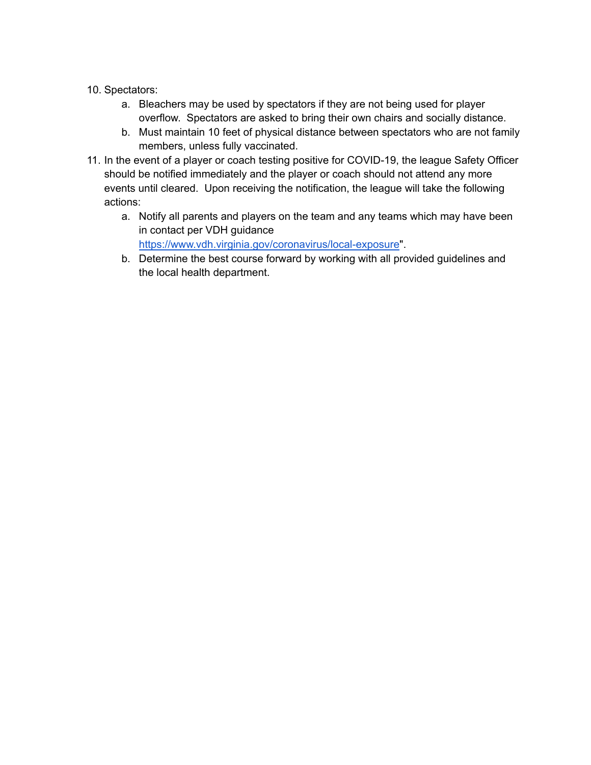10. Spectators:
    a. Bleachers may be used by spectators if they are not being used for player overflow. Spectators are asked to bring their own chairs and socially distance.
    b. Must maintain 10 feet of physical distance between spectators who are not family members, unless fully vaccinated.
11. In the event of a player or coach testing positive for COVID-19, the league Safety Officer should be notified immediately and the player or coach should not attend any more events until cleared. Upon receiving the notification, the league will take the following actions:
    a. Notify all parents and players on the team and any teams which may have been in contact per VDH guidance https://www.vdh.virginia.gov/coronavirus/local-exposure".
    b. Determine the best course forward by working with all provided guidelines and the local health department.